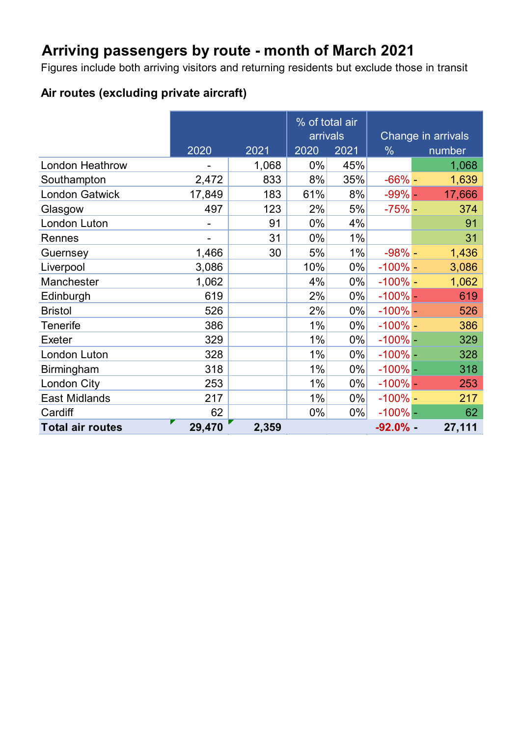# Arriving passengers by route - month of March 2021

Figures include both arriving visitors and returning residents but exclude those in transit

### Air routes (excluding private aircraft)

| | 2020 | 2021 | % of total air arrivals 2020 | 2021 | Change in arrivals % | number |
|---|---|---|---|---|---|---|
| London Heathrow | - | 1,068 | 0% | 45% | | 1,068 |
| Southampton | 2,472 | 833 | 8% | 35% | -66% | - 1,639 |
| London Gatwick | 17,849 | 183 | 61% | 8% | -99% | - 17,666 |
| Glasgow | 497 | 123 | 2% | 5% | -75% | - 374 |
| London Luton | - | 91 | 0% | 4% | | 91 |
| Rennes | - | 31 | 0% | 1% | | 31 |
| Guernsey | 1,466 | 30 | 5% | 1% | -98% | - 1,436 |
| Liverpool | 3,086 | | 10% | 0% | -100% | - 3,086 |
| Manchester | 1,062 | | 4% | 0% | -100% | - 1,062 |
| Edinburgh | 619 | | 2% | 0% | -100% | - 619 |
| Bristol | 526 | | 2% | 0% | -100% | - 526 |
| Tenerife | 386 | | 1% | 0% | -100% | - 386 |
| Exeter | 329 | | 1% | 0% | -100% | - 329 |
| London Luton | 328 | | 1% | 0% | -100% | - 328 |
| Birmingham | 318 | | 1% | 0% | -100% | - 318 |
| London City | 253 | | 1% | 0% | -100% | - 253 |
| East Midlands | 217 | | 1% | 0% | -100% | - 217 |
| Cardiff | 62 | | 0% | 0% | -100% | - 62 |
| **Total air routes** | **29,470** | **2,359** | | | **-92.0%** | **- 27,111** |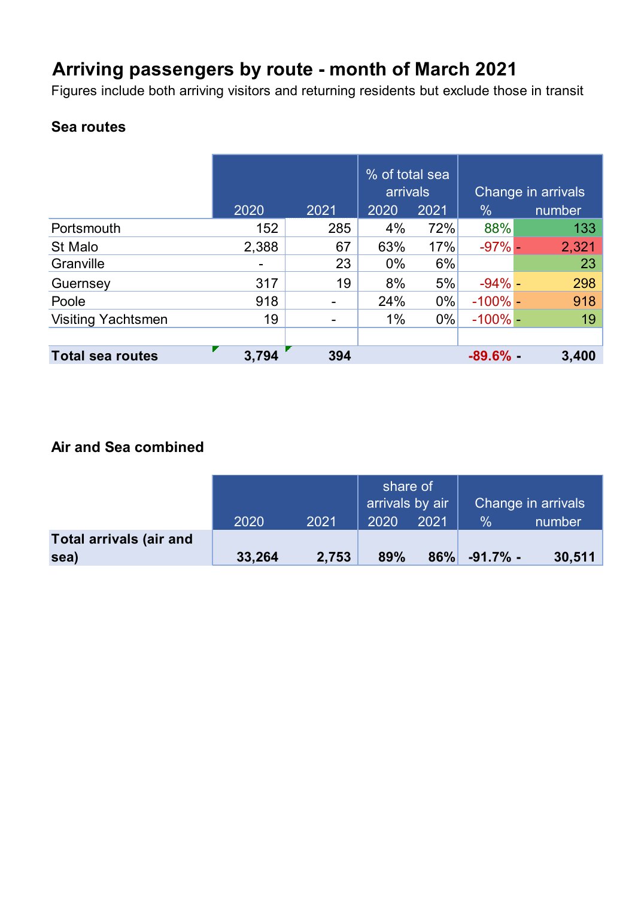# Arriving passengers by route - month of March 2021

Figures include both arriving visitors and returning residents but exclude those in transit

### Sea routes

| | 2020 | 2021 | % of total sea arrivals 2020 | 2021 | Change in arrivals % | number |
|---|---|---|---|---|---|---|
| Portsmouth | 152 | 285 | 4% | 72% | 88% | 133 |
| St Malo | 2,388 | 67 | 63% | 17% | -97% | - 2,321 |
| Granville | - | 23 | 0% | 6% | | 23 |
| Guernsey | 317 | 19 | 8% | 5% | -94% | - 298 |
| Poole | 918 | - | 24% | 0% | -100% | - 918 |
| Visiting Yachtsmen | 19 | - | 1% | 0% | -100% | - 19 |
| | | | | | | |
| **Total sea routes** | **3,794** | **394** | | | **-89.6%** | **- 3,400** |

### Air and Sea combined

| | 2020 | 2021 | share of arrivals by air 2020 | 2021 | Change in arrivals % | number |
|---|---|---|---|---|---|---|
| **Total arrivals (air and sea)** | **33,264** | **2,753** | **89%** | **86%** | **-91.7%** | **- 30,511** |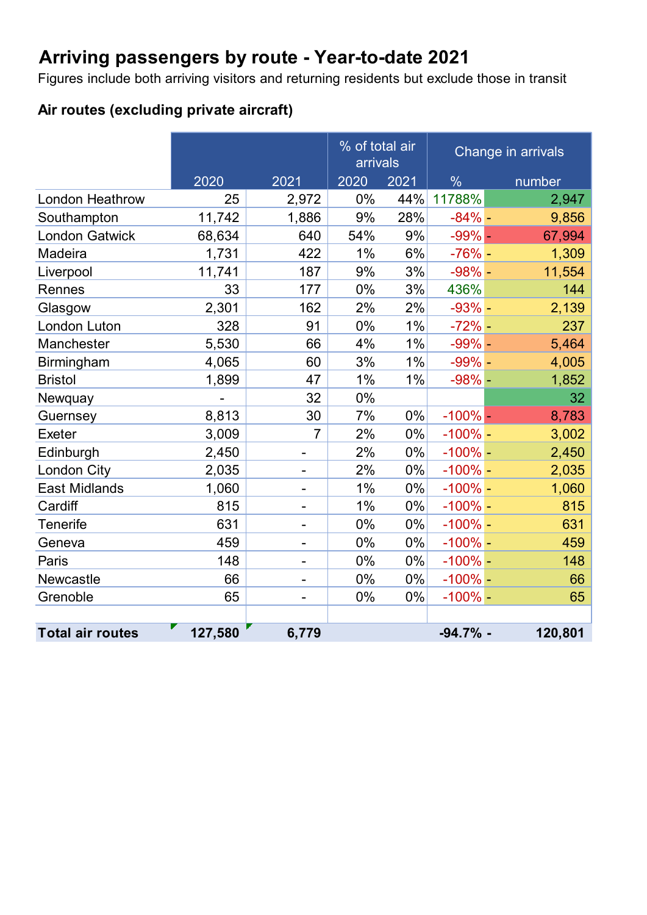# Arriving passengers by route - Year-to-date 2021

Figures include both arriving visitors and returning residents but exclude those in transit

## Air routes (excluding private aircraft)

| | 2020 | 2021 | % of total air arrivals 2020 | % of total air arrivals 2021 | Change in arrivals % | Change in arrivals number |
|---|---|---|---|---|---|---|
| London Heathrow | 25 | 2,972 | 0% | 44% | 11788% | 2,947 |
| Southampton | 11,742 | 1,886 | 9% | 28% | -84% | - 9,856 |
| London Gatwick | 68,634 | 640 | 54% | 9% | -99% | - 67,994 |
| Madeira | 1,731 | 422 | 1% | 6% | -76% | - 1,309 |
| Liverpool | 11,741 | 187 | 9% | 3% | -98% | - 11,554 |
| Rennes | 33 | 177 | 0% | 3% | 436% | 144 |
| Glasgow | 2,301 | 162 | 2% | 2% | -93% | - 2,139 |
| London Luton | 328 | 91 | 0% | 1% | -72% | - 237 |
| Manchester | 5,530 | 66 | 4% | 1% | -99% | - 5,464 |
| Birmingham | 4,065 | 60 | 3% | 1% | -99% | - 4,005 |
| Bristol | 1,899 | 47 | 1% | 1% | -98% | - 1,852 |
| Newquay | - | 32 | 0% | | | 32 |
| Guernsey | 8,813 | 30 | 7% | 0% | -100% | - 8,783 |
| Exeter | 3,009 | 7 | 2% | 0% | -100% | - 3,002 |
| Edinburgh | 2,450 | - | 2% | 0% | -100% | - 2,450 |
| London City | 2,035 | - | 2% | 0% | -100% | - 2,035 |
| East Midlands | 1,060 | - | 1% | 0% | -100% | - 1,060 |
| Cardiff | 815 | - | 1% | 0% | -100% | - 815 |
| Tenerife | 631 | - | 0% | 0% | -100% | - 631 |
| Geneva | 459 | - | 0% | 0% | -100% | - 459 |
| Paris | 148 | - | 0% | 0% | -100% | - 148 |
| Newcastle | 66 | - | 0% | 0% | -100% | - 66 |
| Grenoble | 65 | - | 0% | 0% | -100% | - 65 |
| | | | | | | |
| **Total air routes** | **127,580** | **6,779** | | | **-94.7%** | **- 120,801** |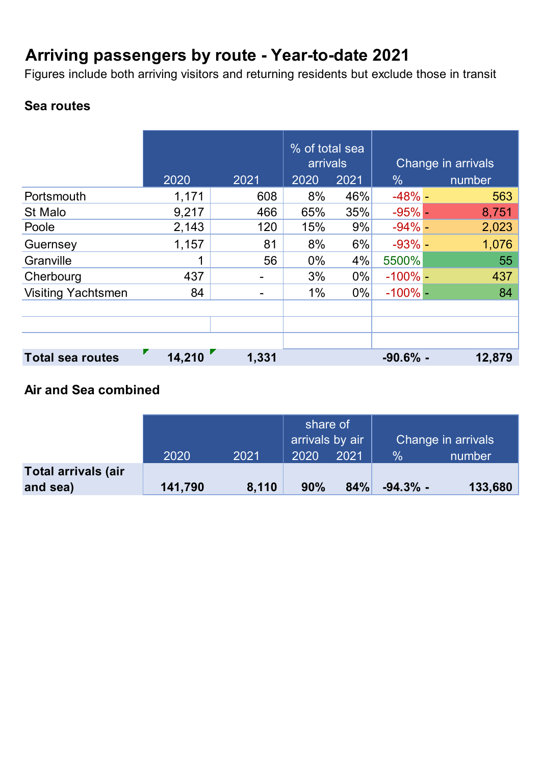# Arriving passengers by route - Year-to-date 2021

Figures include both arriving visitors and returning residents but exclude those in transit

## Sea routes

| | | | % of total sea arrivals | | Change in arrivals | |
|---|---|---|---|---|---|---|
| | 2020 | 2021 | 2020 | 2021 | % | number |
| Portsmouth | 1,171 | 608 | 8% | 46% | -48% | - 563 |
| St Malo | 9,217 | 466 | 65% | 35% | -95% | - 8,751 |
| Poole | 2,143 | 120 | 15% | 9% | -94% | - 2,023 |
| Guernsey | 1,157 | 81 | 8% | 6% | -93% | - 1,076 |
| Granville | 1 | 56 | 0% | 4% | 5500% | 55 |
| Cherbourg | 437 | - | 3% | 0% | -100% | - 437 |
| Visiting Yachtsmen | 84 | - | 1% | 0% | -100% | - 84 |
| **Total sea routes** | **14,210** | **1,331** | | | **-90.6%** | **- 12,879** |

## Air and Sea combined

| | | | share of arrivals by air | | Change in arrivals | |
|---|---|---|---|---|---|---|
| | 2020 | 2021 | 2020 | 2021 | % | number |
| **Total arrivals (air and sea)** | **141,790** | **8,110** | **90%** | **84%** | **-94.3%** | **- 133,680** |